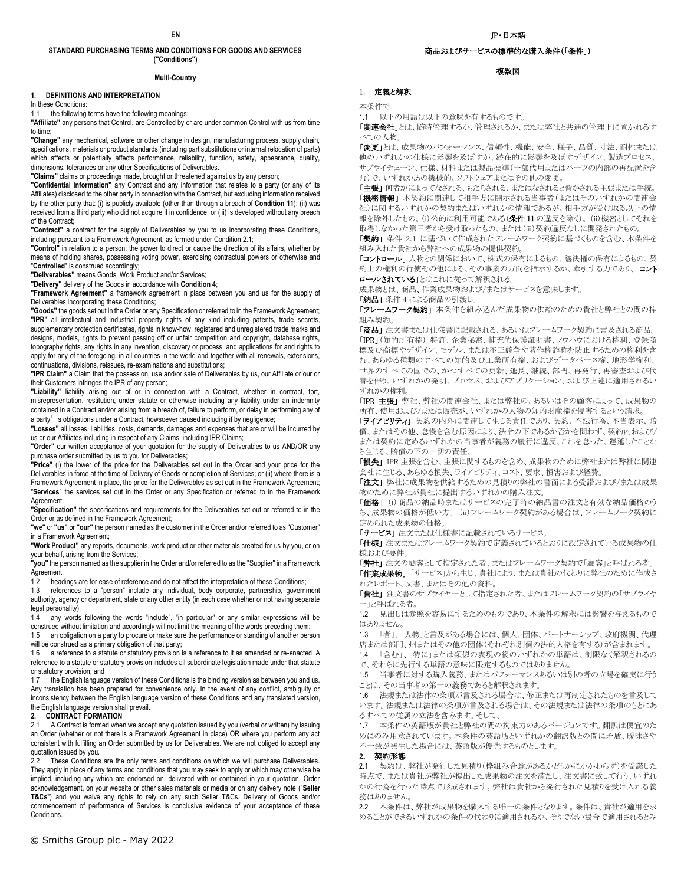EN

**STANDARD PURCHASING TERMS AND CONDITIONS FOR GOODS AND SERVICES ("Conditions")**

**Multi-Country**

## 1. DEFINITIONS AND INTERPRETATION

In these Conditions:

1.1 the following terms have the following meanings:

**"Affiliate"** any persons that Control, are Controlled by or are under common Control with us from time to time;

**"Change"** any mechanical, software or other change in design, manufacturing process, supply chain, specifications, materials or product standards (including part substitutions or internal relocation of parts) which affects or potentially affects performance, reliability, function, safety, appearance, quality, dimensions, tolerances or any other Specifications of Deliverables.

**"Claims"** claims or proceedings made, brought or threatened against us by any person;

**"Confidential Information"** any Contract and any information that relates to a party (or any of its Affiliates) disclosed to the other party in connection with the Contract, but excluding information received by the other party that: (i) is publicly available (other than through a breach of **Condition 11**); (ii) was received from a third party who did not acquire it in confidence; or (iii) is developed without any breach of the Contract;

**"Contract"** a contract for the supply of Deliverables by you to us incorporating these Conditions, including pursuant to a Framework Agreement, as formed under Condition 2.1;

**"Control"** in relation to a person, the power to direct or cause the direction of its affairs, whether by means of holding shares, possessing voting power, exercising contractual powers or otherwise and "**Controlled**" is construed accordingly;

**"Deliverables"** means Goods, Work Product and/or Services;

**"Delivery"** delivery of the Goods in accordance with **Condition 4**;

**"Framework Agreement"** a framework agreement in place between you and us for the supply of Deliverables incorporating these Conditions;

**"Goods"** the goods set out in the Order or any Specification or referred to in the Framework Agreement;

**"IPR"** all intellectual and industrial property rights of any kind including patents, trade secrets, supplementary protection certificates, rights in know-how, registered and unregistered trade marks and designs, models, rights to prevent passing off or unfair competition and copyright, database rights, topography rights, any rights in any invention, discovery or process, and applications for and rights to apply for any of the foregoing, in all countries in the world and together with all renewals, extensions, continuations, divisions, reissues, re-examinations and substitutions;

**"IPR Claim"** a Claim that the possession, use and/or sale of Deliverables by us, our Affiliate or our or their Customers infringes the IPR of any person;

**"Liability"** liability arising out of or in connection with a Contract, whether in contract, tort, misrepresentation, restitution, under statute or otherwise including any liability under an indemnity contained in a Contract and/or arising from a breach of, failure to perform, or delay in performing any of a party's obligations under a Contract, howsoever caused including if by negligence;

**"Losses"** all losses, liabilities, costs, demands, damages and expenses that are or will be incurred by us or our Affiliates including in respect of any Claims, including IPR Claims;

**"Order"** our written acceptance of your quotation for the supply of Deliverables to us AND/OR any purchase order submitted by us to you for Deliverables;

**"Price"** (i) the lower of the price for the Deliverables set out in the Order and your price for the Deliverables in force at the time of Delivery of Goods or completion of Services; or (ii) where there is a Framework Agreement in place, the price for the Deliverables as set out in the Framework Agreement; "**Services**" the services set out in the Order or any Specification or referred to in the Framework Agreement;

**"Specification"** the specifications and requirements for the Deliverables set out or referred to in the Order or as defined in the Framework Agreement;

**"we"** or **"us"** or **"our"** the person named as the customer in the Order and/or referred to as "Customer" in a Framework Agreement;

**"Work Product"** any reports, documents, work product or other materials created for us by you, or on your behalf, arising from the Services;

**"you"** the person named as the supplier in the Order and/or referred to as the "Supplier" in a Framework Agreement;

1.2 headings are for ease of reference and do not affect the interpretation of these Conditions;

1.3 references to a "person" include any individual, body corporate, partnership, government authority, agency or department, state or any other entity (in each case whether or not having separate legal personality);

1.4 any words following the words "include", "in particular" or any similar expressions will be construed without limitation and accordingly will not limit the meaning of the words preceding them;

1.5 an obligation on a party to procure or make sure the performance or standing of another person will be construed as a primary obligation of that party;

1.6 a reference to a statute or statutory provision is a reference to it as amended or re-enacted. A reference to a statute or statutory provision includes all subordinate legislation made under that statute or statutory provision; and

1.7 the English language version of these Conditions is the binding version as between you and us. Any translation has been prepared for convenience only. In the event of any conflict, ambiguity or inconsistency between the English language version of these Conditions and any translated version, the English language version shall prevail.

## 2. CONTRACT FORMATION

2.1 A Contract is formed when we accept any quotation issued by you (verbal or written) by issuing an Order (whether or not there is a Framework Agreement in place) OR where you perform any act consistent with fulfilling an Order submitted by us for Deliverables. We are not obliged to accept any quotation issued by you.

2.2 These Conditions are the only terms and conditions on which we will purchase Deliverables. They apply in place of any terms and conditions that you may seek to apply or which may otherwise be implied, including any which are endorsed on, delivered with or contained in your quotation, Order acknowledgement, on your website or other sales materials or media or on any delivery note ("**Seller T&Cs**") and you waive any rights to rely on any such Seller T&Cs. Delivery of Goods and/or commencement of performance of Services is conclusive evidence of your acceptance of these Conditions.

JP・日本語

**商品およびサービスの標準的な購入条件(「条件」)**

**複数国**

## 1. 定義と解釈

本条件で:

1.1 以下の用語は以下の意味を有するものです。

「**関連会社**」とは、随時管理するか、管理されるか、または弊社と共通の管理下に置かれるすべての人物。

「**変更**」とは、成果物のパフォーマンス、信頼性、機能、安全、様子、品質、寸法、耐性または他のいずれかの仕様に影響を及ぼすか、潜在的に影響を及ぼすデザイン、製造プロセス、サプライチェーン、仕様、材料または製品標準(一部代用またはパーツの内部の再配置を含む)で、いずれかあの機械的、ソフトウェアまたはその他の変更。

「**主張**」何者かによってなされる、もたらされる、またはなされると脅かされる主張または手続。

「**機密情報**」本契約に関連して相手方に開示される当事者(またはそのいずれかの関連会社)に関するいずれかの契約またはいずれかの情報であるが、相手方が受け取る以下の情報を除外したもの。(i)公的に利用可能である(**条件** 11 の違反を除く)。(ii)機密としてそれを取得しなかった第三者から受け取ったもの、または(iii)契約違反なしに開発されたもの。

「**契約**」条件 2.1 に基づいて作成されたフレームワーク契約に基づくものを含む、本条件を組み入れた貴社から弊社への成果物の提供契約。

「**コントロール**」人物との関係において、株式の保有によるもの、議決権の保有によるもの、契約上の権利の行使その他によるもの、その事業の方向を指示するか、牽引する力であり、「**コントロールされている**」とはこれに従って解釈される。

成果物とは、商品、作業成果物および/またはサービスを意味します。

「**納品**」条件 4 による商品の引渡し。

「**フレームワーク契約**」本条件を組み込んだ成果物の供給のための貴社と弊社との間の枠組み契約。

「**商品**」注文書または仕様書に記載される、あるいはフレームワーク契約に言及される商品。

「**IPR**」(知的所有権)特許、企業秘密、補充的保護証明書、ノウハウにおける権利、登録商標及び商標やデザイン、モデル、または不正競争や著作権詐称を防止するための権利を含む、あらゆる種類のすべての知的及び工業所有権、およびデータベース権、地形学権利、世界のすべての国での、かつすべての更新、延長、継続、部門、再発行、再審査および代替を伴う、いずれかの発明、プロセス、およびアプリケーション、および上述に適用されるいずれかの権利。

「**IPR 主張**」弊社、弊社の関連会社、または弊社の、あるいはその顧客によって、成果物の所有、使用および/または販売が、いずれかの人物の知的財産権を侵害するという請求。

「**ライアビリティ**」契約の内外に関連して生じる責任であり、契約、不法行為、不当表示、賠償、またはその他、怠慢を含む原因により、法令の下であるか否かを問わず、契約内および/または契約に定めるいずれかの当事者が義務の履行に違反、これを怠った、遅延したことから生じる、賠償の下の一切の責任。

「**損失**」IPR 主張を含む、主張に関するものを含め、成果物のために弊社または弊社に関連会社に生じる、あらゆる損失、ライアビリティ、コスト、要求、損害および経費。

「**注文**」弊社に成果物を供給するための見積りの弊社の書面による受諾および/または成果物のために弊社が貴社に提出するいずれかの購入注文。

「**価格**」(i)商品の納品時またはサービスの完了時の納品書の注文と有効な納品価格のうち、成果物の価格が低い方。(ii)フレームワーク契約がある場合は、フレームワーク契約に定められた成果物の価格。

「**サービス**」注文または仕様書に記載されているサービス。

「**仕様**」注文またはフレームワーク契約で定義されているとおりに設定されている成果物の仕様および要件。

「**弊社**」注文の顧客として指定された者、またはフレームワーク契約で「顧客」と呼ばれる者。

「**作業成果物**」「サービス」から生じ、貴社により、または貴社の代わりに弊社のために作成されたレポート、文書、またはその他の資料。

「**貴社**」注文書のサプライヤーとして指定された者、またはフレームワーク契約の「サプライヤー」と呼ばれる者。

1.2 見出しは参照を容易にするためのものであり、本条件の解釈には影響を与えるものではありません。

1.3 「者」、「人物」と言及がある場合には、個人、団体、パートナーシップ、政府機関、代理店または部門、州またはその他の団体(それぞれ別個の法的人格を有する)が含まれます。

1.4 「含む」、「特に」または類似の表現の後のいずれかの単語は、制限なく解釈されるので、それらに先行する単語の意味に限定するものではありません。

1.5 当事者に対する購入義務、またはパフォーマンスあるいは別の者の立場を確実に行うことは、その当事者の第一の義務であると解釈されます。

1.6 法規または法律の条項が言及される場合は、修正または再制定されたものを言及しています。法規または法律の条項が言及される場合は、その法規または法律の条項のもとにあるすべての従属の立法を含みます。そして、

1.7 本条件の英語版が貴社と弊社の間の拘束力のあるバージョンです。翻訳は便宜のためにのみ用意されています。本条件の英語版といずれかの翻訳版との間に矛盾、曖昧さや不一致が発生した場合には、英語版が優先するものとします。

## 2. 契約形態

2.1 契約は、弊社が発行した見積り(枠組み合意があるかどうかにかかわらず)を受諾した時点で、または貴社が弊社に提出した成果物の注文を満たし、注文書に致して行う、いずれかの行為を行った時点で形成されます。弊社は貴社から発行された見積りを受け入れる義務はありません。

2.2 本条件は、弊社が成果物を購入する唯一の条件となります。条件は、貴社が適用を求めることができるいずれかの条件の代わりに適用されるか、そうでない場合で適用されるとみ

© Smiths Group plc - May 2022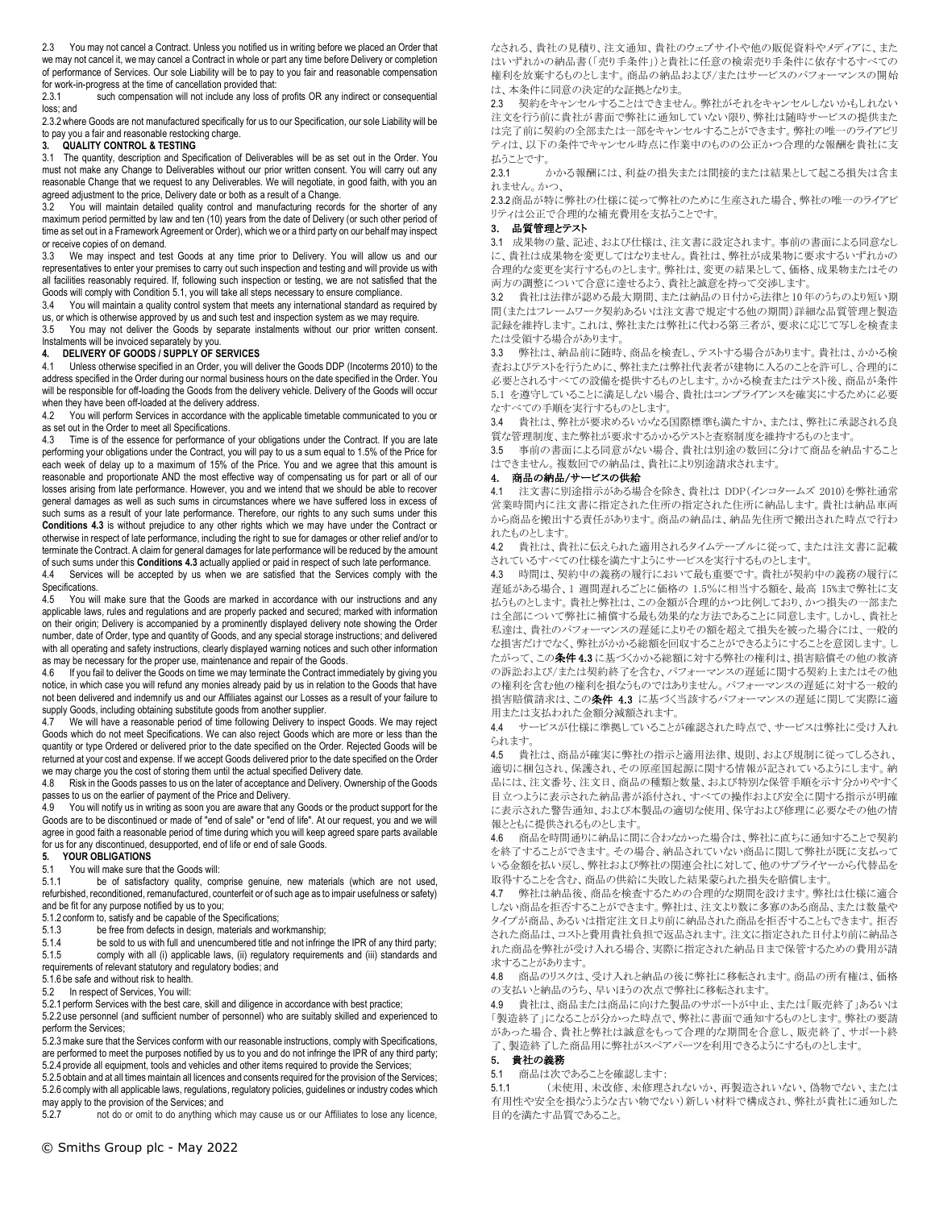2.3 You may not cancel a Contract. Unless you notified us in writing before we placed an Order that we may not cancel it, we may cancel a Contract in whole or part any time before Delivery or completion of performance of Services. Our sole Liability will be to pay to you fair and reasonable compensation for work-in-progress at the time of cancellation provided that:

2.3.1 such compensation will not include any loss of profits OR any indirect or consequential loss; and

2.3.2 where Goods are not manufactured specifically for us to our Specification, our sole Liability will be to pay you a fair and reasonable restocking charge.

## 3. QUALITY CONTROL & TESTING

3.1 The quantity, description and Specification of Deliverables will be as set out in the Order. You must not make any Change to Deliverables without our prior written consent. You will carry out any reasonable Change that we request to any Deliverables. We will negotiate, in good faith, with you an agreed adjustment to the price, Delivery date or both as a result of a Change.

3.2 You will maintain detailed quality control and manufacturing records for the shorter of any maximum period permitted by law and ten (10) years from the date of Delivery (or such other period of time as set out in a Framework Agreement or Order), which we or a third party on our behalf may inspect or receive copies of on demand.

3.3 We may inspect and test Goods at any time prior to Delivery. You will allow us and our representatives to enter your premises to carry out such inspection and testing and will provide us with all facilities reasonably required. If, following such inspection or testing, we are not satisfied that the Goods will comply with Condition 5.1, you will take all steps necessary to ensure compliance.

3.4 You will maintain a quality control system that meets any international standard as required by us, or which is otherwise approved by us and such test and inspection system as we may require.

3.5 You may not deliver the Goods by separate instalments without our prior written consent. Instalments will be invoiced separately by you.

## 4. DELIVERY OF GOODS / SUPPLY OF SERVICES

4.1 Unless otherwise specified in an Order, you will deliver the Goods DDP (Incoterms 2010) to the address specified in the Order during our normal business hours on the date specified in the Order. You will be responsible for off-loading the Goods from the delivery vehicle. Delivery of the Goods will occur when they have been off-loaded at the delivery address.

4.2 You will perform Services in accordance with the applicable timetable communicated to you or as set out in the Order to meet all Specifications.

4.3 Time is of the essence for performance of your obligations under the Contract. If you are late performing your obligations under the Contract, you will pay to us a sum equal to 1.5% of the Price for each week of delay up to a maximum of 15% of the Price. You and we agree that this amount is reasonable and proportionate AND the most effective way of compensating us for part or all of our losses arising from late performance. However, you and we intend that we should be able to recover general damages as well as such sums in circumstances where we have suffered loss in excess of such sums as a result of your late performance. Therefore, our rights to any such sums under this **Conditions 4.3** is without prejudice to any other rights which we may have under the Contract or otherwise in respect of late performance, including the right to sue for damages or other relief and/or to terminate the Contract. A claim for general damages for late performance will be reduced by the amount of such sums under this **Conditions 4.3** actually applied or paid in respect of such late performance.

4.4 Services will be accepted by us when we are satisfied that the Services comply with the Specifications.

4.5 You will make sure that the Goods are marked in accordance with our instructions and any applicable laws, rules and regulations and are properly packed and secured; marked with information on their origin; Delivery is accompanied by a prominently displayed delivery note showing the Order number, date of Order, type and quantity of Goods, and any special storage instructions; and delivered with all operating and safety instructions, clearly displayed warning notices and such other information as may be necessary for the proper use, maintenance and repair of the Goods.

4.6 If you fail to deliver the Goods on time we may terminate the Contract immediately by giving you notice, in which case you will refund any monies already paid by us in relation to the Goods that have not been delivered and indemnify us and our Affiliates against our Losses as a result of your failure to supply Goods, including obtaining substitute goods from another supplier.

4.7 We will have a reasonable period of time following Delivery to inspect Goods. We may reject Goods which do not meet Specifications. We can also reject Goods which are more or less than the quantity or type Ordered or delivered prior to the date specified on the Order. Rejected Goods will be returned at your cost and expense. If we accept Goods delivered prior to the date specified on the Order we may charge you the cost of storing them until the actual specified Delivery date.

4.8 Risk in the Goods passes to us on the later of acceptance and Delivery. Ownership of the Goods passes to us on the earlier of payment of the Price and Delivery.

4.9 You will notify us in writing as soon you are aware that any Goods or the product support for the Goods are to be discontinued or made of "end of sale" or "end of life". At our request, you and we will agree in good faith a reasonable period of time during which you will keep agreed spare parts available for us for any discontinued, desupported, end of life or end of sale Goods.

## 5. YOUR OBLIGATIONS

5.1 You will make sure that the Goods will:

5.1.1 be of satisfactory quality, comprise genuine, new materials (which are not used, refurbished, reconditioned, remanufactured, counterfeit or of such age as to impair usefulness or safety) and be fit for any purpose notified by us to you;

5.1.2 conform to, satisfy and be capable of the Specifications;

5.1.3 be free from defects in design, materials and workmanship;

5.1.4 be sold to us with full and unencumbered title and not infringe the IPR of any third party;

5.1.5 comply with all (i) applicable laws, (ii) regulatory requirements and (iii) standards and requirements of relevant statutory and regulatory bodies; and

5.1.6 be safe and without risk to health.

5.2 In respect of Services, You will:

5.2.1 perform Services with the best care, skill and diligence in accordance with best practice;

5.2.2 use personnel (and sufficient number of personnel) who are suitably skilled and experienced to perform the Services;

5.2.3 make sure that the Services conform with our reasonable instructions, comply with Specifications, are performed to meet the purposes notified by us to you and do not infringe the IPR of any third party;

5.2.4 provide all equipment, tools and vehicles and other items required to provide the Services;

5.2.5 obtain and at all times maintain all licences and consents required for the provision of the Services;

5.2.6 comply with all applicable laws, regulations, regulatory policies, guidelines or industry codes which may apply to the provision of the Services; and

5.2.7 not do or omit to do anything which may cause us or our Affiliates to lose any licence,

なされる、貴社の見積り、注文通知、貴社のウェブサイトや他の販促資料やメディアに、またはいずれかの納品書(「売り手条件」)と貴社に任意の検索売り手条件に依存するすべての権利を放棄するものとします。商品の納品および/またはサービスのパフォーマンスの開始は、本条件に同意の決定的な証拠となります。

2.3 契約をキャンセルすることはできません。弊社がそれをキャンセルしないかもしれない注文を行う前に貴社が書面で弊社に通知していない限り、弊社は随時サービスの提供または完了前に契約の全部または一部をキャンセルすることができます。弊社の唯一のライアビリティは、以下の条件でキャンセル時点に作業中のものの公正かつ合理的な報酬を貴社に支払うことです。

2.3.1 かかる報酬には、利益の損失または間接的または結果として起こる損失は含まれません。かつ、

2.3.2 商品が特に弊社の仕様に従って弊社のために生産された場合、弊社の唯一のライアビリティは公正で合理的な補充費用を支払うことです。

## 3. 品質管理とテスト

3.1 成果物の量、記述、および仕様は、注文書に設定されます。事前の書面による同意なしに、貴社は成果物を変更してはなりません。貴社は、弊社が成果物に要求するいずれかの合理的な変更を実行するものとします。弊社は、変更の結果として、価格、成果物またはその両方の調整について合意に達せるよう、貴社と誠意を持って交渉します。

3.2 貴社は法律が認める最大期間、または納品の日付から法律と10年のうちのより短い期間(またはフレームワーク契約あるいは注文書で規定する他の期間)詳細な品質管理と製造記録を維持します。これは、弊社または弊社に代わる第三者が、要求に応じて写しを検査または受領する場合があります。

3.3 弊社は、納品前に随時、商品を検査し、テストする場合があります。貴社は、かかる検査およびテストを行うために、弊社または弊社代表者が建物に入るのことを許可し、合理的に必要とされるすべての設備を提供するものとします。かかる検査またはテスト後、商品が条件 5.1 を遵守していることに満足しない場合、貴社はコンプライアンスを確実にするために必要なすべての手順を実行するものとします。

3.4 貴社は、弊社が要求めるいかなる国際標準も満たすか、または、弊社に承認される良質な管理制度、また弊社が要求するかかるテストと査察制度を維持するものとます。

3.5 事前の書面による同意がない場合、貴社は別途の数回に分けて商品を納品することはできません。複数回での納品は、貴社により別途請求されます。

## 4. 商品の納品/サービスの供給

4.1 注文書に別途指示がある場合を除き、貴社は DDP(インコタームズ 2010)を弊社通常営業時間内に注文書に指定された住所の指定された住所に納品します。貴社は納品車両から商品を搬出する責任があります。商品の納品は、納品先住所で搬出された時点で行われたものとします。

4.2 貴社は、貴社に伝えられた適用されるタイムテーブルに従って、または注文書に記載されているすべての仕様を満たすようにサービスを実行するものとします。

4.3 時間は、契約中の義務の履行において最も重要です。貴社が契約中の義務の履行に遅延がある場合、1 週間遅れるごとに価格の 1.5%に相当する額を、最高 15%まで弊社に支払うものとします。貴社と弊社は、この金額が合理的かつ比例しており、かつ損失の一部または全部について弊社に補償する最も効果的な方法であることに同意します。しかし、貴社と私達は、貴社のパフォーマンスの遅延によりその額を超えて損失を被った場合には、一般的な損害だけでなく、弊社がかかる総額を回収することができるようにすることを意図します。したがって、この**条件 4.3** に基づくかかる総額に対する弊社の権利は、損害賠償その他の救済の訴訟および/または契約終了を含む、パフォーマンスの遅延に関する契約上またはその他の権利を含む他の権利を損なうものではありません。パフォーマンスの遅延に対する一般的損害賠償請求は、この**条件 4.3** に基づく当該するパフォーマンスの遅延に関して実際に適用または支払われた金額分減額されます。

4.4 サービスが仕様に準拠していることが確認された時点で、サービスは弊社に受け入れられます。

4.5 貴社は、商品が確実に弊社の指示と適用法律、規則、および規制に従ってしるされ、適切に梱包され、保護され、その原産国起源に関する情報が記されているようにします。納品には、注文番号、注文日、商品の種類と数量、および特別な保管手順を示す分かりやすく目立つように表示された納品書が添付され、すべての操作および安全に関する指示が明確に表示された警告通知、および本製品の適切な使用、保守および修理に必要なその他の情報とともに提供されるものとします。

4.6 商品を時間通りに納品に間に合わなかった場合は、弊社に直ちに通知することで契約を終了することができます。その場合、納品されていない商品に関して弊社が既に支払っている金額を払い戻し、弊社および弊社の関連会社に対して、他のサプライヤーから代替品を取得することを含む、商品の供給に失敗した結果蒙られた損失を賠償します。

4.7 弊社は納品後、商品を検査するための合理的な期間を設けます。弊社は仕様に適合しない商品を拒否することができます。弊社は、注文より数に多寡のある商品、または数量やタイプが商品、あるいは指定注文日より前に納品された商品を拒否することもできます。拒否された商品は、コストと費用貴社負担で返品されます。注文に指定された日付より前に納品された商品を弊社が受け入れる場合、実際に指定された納品日まで保管するための費用が請求することがあります。

4.8 商品のリスクは、受け入れと納品の後に弊社に移転されます。商品の所有権は、価格の支払いと納品のうち、早いほうの次点で弊社に移転されます。

4.9 貴社は、商品または商品に向けた製品のサポートが中止、または「販売終了」あるいは「製造終了」になることが分かった時点で、弊社に書面で通知するものとします。弊社の要請があった場合、貴社と弊社は誠意をもって合理的な期間を合意し、販売終了、サポート終了、製造終了した商品用に弊社がスペアパーツを利用できるようにするものとします。

## 5. 貴社の義務

5.1 商品は次であることを確認します:

5.1.1 (未使用、未改修、未修理されないか、再製造されない、偽物でない、または有用性や安全を損なうような古い物でない)新しい材料で構成され、弊社が貴社に通知した目的を満たす品質であること。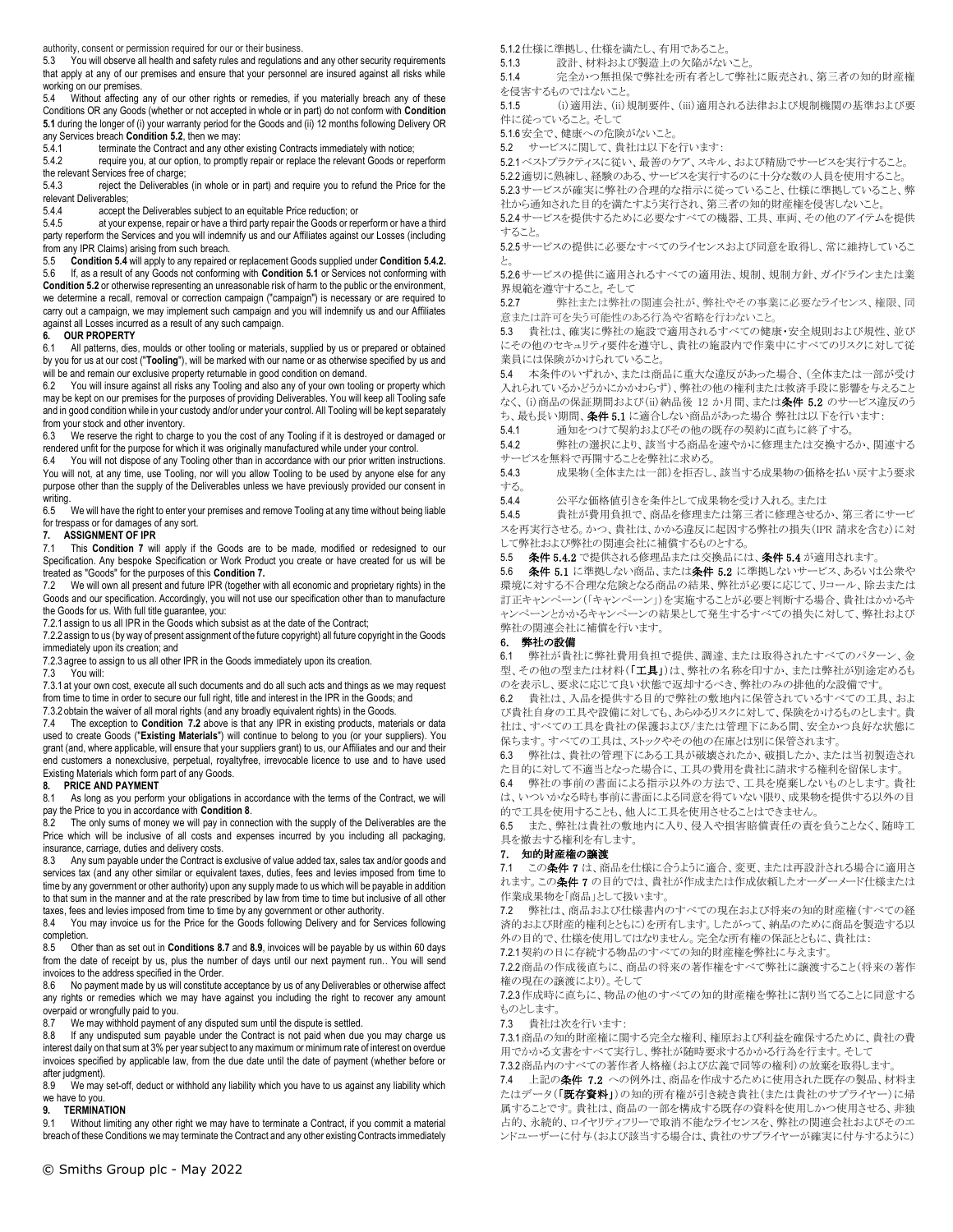authority, consent or permission required for our or their business.

5.3 You will observe all health and safety rules and regulations and any other security requirements that apply at any of our premises and ensure that your personnel are insured against all risks while working on our premises.

5.4 Without affecting any of our other rights or remedies, if you materially breach any of these Conditions OR any Goods (whether or not accepted in whole or in part) do not conform with **Condition 5.1** during the longer of (i) your warranty period for the Goods and (ii) 12 months following Delivery OR any Services breach **Condition 5.2**, then we may:

5.4.1 terminate the Contract and any other existing Contracts immediately with notice;

5.4.2 require you, at our option, to promptly repair or replace the relevant Goods or reperform the relevant Services free of charge;

5.4.3 reject the Deliverables (in whole or in part) and require you to refund the Price for the relevant Deliverables;

5.4.4 accept the Deliverables subject to an equitable Price reduction; or

5.4.5 at your expense, repair or have a third party repair the Goods or reperform or have a third party reperform the Services and you will indemnify us and our Affiliates against our Losses (including from any IPR Claims) arising from such breach.

5.5 **Condition 5.4** will apply to any repaired or replacement Goods supplied under **Condition 5.4.2.**

5.6 If, as a result of any Goods not conforming with **Condition 5.1** or Services not conforming with **Condition 5.2** or otherwise representing an unreasonable risk of harm to the public or the environment, we determine a recall, removal or correction campaign ("campaign") is necessary or are required to carry out a campaign, we may implement such campaign and you will indemnify us and our Affiliates against all Losses incurred as a result of any such campaign.

## 6. OUR PROPERTY

6.1 All patterns, dies, moulds or other tooling or materials, supplied by us or prepared or obtained by you for us at our cost ("**Tooling**"), will be marked with our name or as otherwise specified by us and will be and remain our exclusive property returnable in good condition on demand.

6.2 You will insure against all risks any Tooling and also any of your own tooling or property which may be kept on our premises for the purposes of providing Deliverables. You will keep all Tooling safe and in good condition while in your custody and/or under your control. All Tooling will be kept separately from your stock and other inventory.

6.3 We reserve the right to charge to you the cost of any Tooling if it is destroyed or damaged or rendered unfit for the purpose for which it was originally manufactured while under your control.

6.4 You will not dispose of any Tooling other than in accordance with our prior written instructions. You will not, at any time, use Tooling, nor will you allow Tooling to be used by anyone else for any purpose other than the supply of the Deliverables unless we have previously provided our consent in writing.

6.5 We will have the right to enter your premises and remove Tooling at any time without being liable for trespass or for damages of any sort.

## 7. ASSIGNMENT OF IPR

7.1 This **Condition 7** will apply if the Goods are to be made, modified or redesigned to our Specification. Any bespoke Specification or Work Product you create or have created for us will be treated as "Goods" for the purposes of this **Condition 7.**

7.2 We will own all present and future IPR (together with all economic and proprietary rights) in the Goods and our specification. Accordingly, you will not use our specification other than to manufacture the Goods for us. With full title guarantee, you:

7.2.1 assign to us all IPR in the Goods which subsist as at the date of the Contract;

7.2.2 assign to us (by way of present assignment of the future copyright) all future copyright in the Goods immediately upon its creation; and

7.2.3 agree to assign to us all other IPR in the Goods immediately upon its creation.

7.3 You will:

7.3.1 at your own cost, execute all such documents and do all such acts and things as we may request from time to time in order to secure our full right, title and interest in the IPR in the Goods; and

7.3.2 obtain the waiver of all moral rights (and any broadly equivalent rights) in the Goods.

7.4 The exception to **Condition 7.2** above is that any IPR in existing products, materials or data used to create Goods ("**Existing Materials**") will continue to belong to you (or your suppliers). You grant (and, where applicable, will ensure that your suppliers grant) to us, our Affiliates and our and their end customers a nonexclusive, perpetual, royaltyfree, irrevocable licence to use and to have used Existing Materials which form part of any Goods.

## 8. PRICE AND PAYMENT

8.1 As long as you perform your obligations in accordance with the terms of the Contract, we will pay the Price to you in accordance with **Condition 8**.

8.2 The only sums of money we will pay in connection with the supply of the Deliverables are the Price which will be inclusive of all costs and expenses incurred by you including all packaging, insurance, carriage, duties and delivery costs.

8.3 Any sum payable under the Contract is exclusive of value added tax, sales tax and/or goods and services tax (and any other similar or equivalent taxes, duties, fees and levies imposed from time to time by any government or other authority) upon any supply made to us which will be payable in addition to that sum in the manner and at the rate prescribed by law from time to time but inclusive of all other taxes, fees and levies imposed from time to time by any government or other authority.

8.4 You may invoice us for the Price for the Goods following Delivery and for Services following completion.

8.5 Other than as set out in **Conditions 8.7** and **8.9**, invoices will be payable by us within 60 days from the date of receipt by us, plus the number of days until our next payment run.. You will send invoices to the address specified in the Order.

8.6 No payment made by us will constitute acceptance by us of any Deliverables or otherwise affect any rights or remedies which we may have against you including the right to recover any amount overpaid or wrongfully paid to you.

8.7 We may withhold payment of any disputed sum until the dispute is settled.

8.8 If any undisputed sum payable under the Contract is not paid when due you may charge us interest daily on that sum at 3% per year subject to any maximum or minimum rate of interest on overdue invoices specified by applicable law, from the due date until the date of payment (whether before or after judgment).

8.9 We may set-off, deduct or withhold any liability which you have to us against any liability which we have to you.

## 9. TERMINATION

9.1 Without limiting any other right we may have to terminate a Contract, if you commit a material breach of these Conditions we may terminate the Contract and any other existing Contracts immediately

5.1.2 仕様に準拠し、仕様を満たし、有用であること。

5.1.3 設計、材料および製造上の欠陥がないこと。

5.1.4 完全かつ無担保で弊社を所有者として弊社に販売され、第三者の知的財産権を侵害するものではないこと。

5.1.5 (i)適用法、(ii)規制要件、(iii)適用される法律および規制機関の基準および要件に従っていること。そして

5.1.6 安全で、健康への危険がないこと。

5.2 サービスに関して、貴社は以下を行います:

5.2.1 ベストプラクティスに従い、最善のケア、スキル、および精励でサービスを実行すること。

5.2.2 適切に熟練し、経験のある、サービスを実行するのに十分な数の人員を使用すること。

5.2.3 サービスが確実に弊社の合理的な指示に従っていること、仕様に準拠していること、弊社から通知された目的を満たすよう実行され、第三者の知的財産権を侵害しないこと。

5.2.4 サービスを提供するために必要なすべての機器、工具、車両、その他のアイテムを提供すること。

5.2.5 サービスの提供に必要なすべてのライセンスおよび同意を取得し、常に維持していること。

5.2.6 サービスの提供に適用されるすべての適用法、規制、規制方針、ガイドラインまたは業界規範を遵守すること。そして

5.2.7 弊社または弊社の関連会社が、弊社やその事業に必要なライセンス、権限、同意または許可を失う可能性のある行為や省略を行わないこと。

5.3 貴社は、確実に弊社の施設で適用されるすべての健康・安全規則および規性、並びにその他のセキュリティ要件を遵守し、貴社の施設内で作業中にすべてのリスクに対して従業員には保険がかけられていること。

5.4 本条件のいずれかに重大な違反があった場合、(全体または一部が受け入れられているかどうかにかかわらず)、弊社の他の権利または救済手段に影響を与えることなく、(i)商品の保証期間および(ii)納品後 12 か月間、または**条件 5.2** のサービス違反のうち、最も長い期間、**条件 5.1** に適合しない商品があった場合 弊社は以下を行います:

5.4.1 通知をつけて契約およびその他の既存の契約に直ちに終了する。

5.4.2 弊社の選択により、該当する商品を速やかに修理または交換するか、関連するサービスを無料で再開することを弊社に求める。

5.4.3 成果物(全体または一部)を拒否し、該当する成果物の価格を払い戻すよう要求する。

5.4.4 公平な価格値引きを条件として成果物を受け入れる。または

5.4.5 貴社が費用負担で、商品を修理または第三者に修理させるか、第三者にサービスを再実行させる。かつ、貴社は、かかる違反に起因する弊社の損失(IPR 請求を含む)に対して弊社および弊社の関連会社に補償するものとする。

5.5 **条件 5.4.2** で提供される修理品または交換品には、**条件 5.4** が適用されます。

5.6 **条件 5.1** に準拠しない商品、または**条件 5.2** に準拠しないサービス、あるいは公衆や環境に対する不合理な危険となる商品の結果、弊社が必要に応じて、リコール、除去または訂正キャンペーン(「キャンペーン」)を実施することが必要と判断する場合、貴社はかかるキャンペーンとかかるキャンペーンの結果として発生するすべての損失に対して、弊社および弊社の関連会社に補償を行います。

## 6. 弊社の設備

6.1 弊社が貴社に弊社費用負担で提供、調達、または取得されたすべてのパターン、金型、その他の型または材料(「**工具**」)は、弊社の名称を印すか、または弊社が別途定めるものを表示し、要求に応じて良い状態で返却するべき、弊社のみの排他的な設備です。

6.2 貴社は、入品を提供する目的で弊社の敷地内に保管されているすべての工具、および貴社自身の工具や設備に対しても、あらゆるリスクに対して、保険をかけるものとします。貴社は、すべての工具を貴社の保護および/または管理下にある間、安全かつ良好な状態に保ちます。すべての工具は、ストックやその他の在庫とは別に保管されます。

6.3 弊社は、貴社の管理下にある工具が破壊されたか、破損したか、または当初製造された目的に対して不適当となった場合に、工具の費用を貴社に請求する権利を留保します。

6.4 弊社の事前の書面による指示以外の方法で、工具を廃棄しないものとします。貴社は、いついかなる時も事前に書面による同意を得ていない限り、成果物を提供する以外の目的で工具を使用することも、他人に工具を使用させることはできません。

6.5 また、弊社は貴社の敷地内に入り、侵入や損害賠償責任の責を負うことなく、随時工具を撤去する権利を有します。

## 7. 知的財産権の譲渡

7.1 この**条件 7** は、商品を仕様に合うように適合、変更、または再設計される場合に適用されます。この**条件 7** の目的では、貴社が作成または作成依頼したオーダーメード仕様または作業成果物を「商品」として扱います。

7.2 弊社は、商品および仕様書内のすべての現在および将来の知的財産権(すべての経済的および財産的権利とともに)を所有します。したがって、納品のために商品を製造する以外の目的で、仕様を使用してはなりません。完全な所有権の保証とともに、貴社は:

7.2.1 契約の日に存続する物品のすべての知的財産権を弊社に与えます。

7.2.2 商品の作成後直ちに、商品の将来の著作権をすべて弊社に譲渡すること(将来の著作権の現在の譲渡により)。そして

7.2.3 作成時に直ちに、物品の他のすべての知的財産権を弊社に割り当てることに同意するものとします。

7.3 貴社は次を行います:

7.3.1 商品の知的財産権に関する完全な権利、権原および利益を確保するために、貴社の費用でかかる文書をすべて実行し、弊社が随時要求するかかる行為を行ます。そして

7.3.2 商品内のすべての著作者人格権(および広義で同等の権利)の放棄を取得します。

7.4 上記の**条件 7.2** への例外は、商品を作成するために使用された既存の製品、材料またはデータ(「**既存資料**」)の知的所有権が引き続き貴社(または貴社のサプライヤー)に帰属することです。貴社は、商品の一部を構成する既存の資料を使用しかつ使用させる、非独占的、永続的、ロイヤリティフリーで取消不能なライセンスを、弊社の関連会社およびそのエンドユーザーに付与(および該当する場合は、貴社のサプライヤーが確実に付与するように)

© Smiths Group plc - May 2022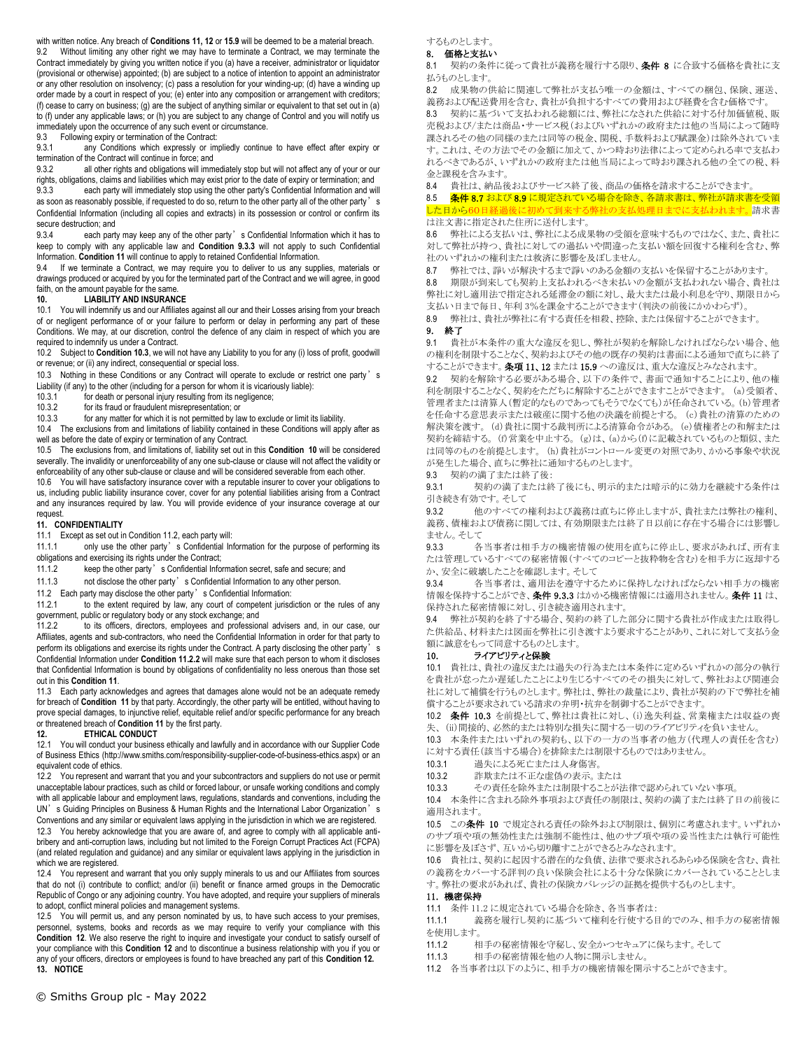with written notice. Any breach of **Conditions 11, 12** or **15.9** will be deemed to be a material breach.

9.2 Without limiting any other right we may have to terminate a Contract, we may terminate the Contract immediately by giving you written notice if you (a) have a receiver, administrator or liquidator (provisional or otherwise) appointed; (b) are subject to a notice of intention to appoint an administrator or any other resolution on insolvency; (c) pass a resolution for your winding-up; (d) have a winding up order made by a court in respect of you; (e) enter into any composition or arrangement with creditors; (f) cease to carry on business; (g) are the subject of anything similar or equivalent to that set out in (a) to (f) under any applicable laws; or (h) you are subject to any change of Control and you will notify us immediately upon the occurrence of any such event or circumstance.

9.3 Following expiry or termination of the Contract:

9.3.1 any Conditions which expressly or impliedly continue to have effect after expiry or termination of the Contract will continue in force; and

9.3.2 all other rights and obligations will immediately stop but will not affect any of your or our rights, obligations, claims and liabilities which may exist prior to the date of expiry or termination; and

9.3.3 each party will immediately stop using the other party's Confidential Information and will as soon as reasonably possible, if requested to do so, return to the other party all of the other party's Confidential Information (including all copies and extracts) in its possession or control or confirm its secure destruction; and

9.3.4 each party may keep any of the other party's Confidential Information which it has to keep to comply with any applicable law and **Condition 9.3.3** will not apply to such Confidential Information. **Condition 11** will continue to apply to retained Confidential Information.

9.4 If we terminate a Contract, we may require you to deliver to us any supplies, materials or drawings produced or acquired by you for the terminated part of the Contract and we will agree, in good faith, on the amount payable for the same.

## 10. LIABILITY AND INSURANCE

10.1 You will indemnify us and our Affiliates against all our and their Losses arising from your breach of or negligent performance of or your failure to perform or delay in performing any part of these Conditions. We may, at our discretion, control the defence of any claim in respect of which you are required to indemnify us under a Contract.

10.2 Subject to **Condition 10.3**, we will not have any Liability to you for any (i) loss of profit, goodwill or revenue; or (ii) any indirect, consequential or special loss.

10.3 Nothing in these Conditions or any Contract will operate to exclude or restrict one party's Liability (if any) to the other (including for a person for whom it is vicariously liable):

10.3.1 for death or personal injury resulting from its negligence;

10.3.2 for its fraud or fraudulent misrepresentation; or

10.3.3 for any matter for which it is not permitted by law to exclude or limit its liability.

10.4 The exclusions from and limitations of liability contained in these Conditions will apply after as well as before the date of expiry or termination of any Contract.

10.5 The exclusions from, and limitations of, liability set out in this **Condition 10** will be considered severally. The invalidity or unenforceability of any one sub-clause or clause will not affect the validity or enforceability of any other sub-clause or clause and will be considered severable from each other.

10.6 You will have satisfactory insurance cover with a reputable insurer to cover your obligations to us, including public liability insurance cover, cover for any potential liabilities arising from a Contract and any insurances required by law. You will provide evidence of your insurance coverage at our request.

## 11. CONFIDENTIALITY

11.1 Except as set out in Condition 11.2, each party will:

11.1.1 only use the other party's Confidential Information for the purpose of performing its obligations and exercising its rights under the Contract;

11.1.2 keep the other party's Confidential Information secret, safe and secure; and

11.1.3 not disclose the other party's Confidential Information to any other person.

11.2 Each party may disclose the other party's Confidential Information:

11.2.1 to the extent required by law, any court of competent jurisdiction or the rules of any government, public or regulatory body or any stock exchange; and

11.2.2 to its officers, directors, employees and professional advisers and, in our case, our Affiliates, agents and sub-contractors, who need the Confidential Information in order for that party to perform its obligations and exercise its rights under the Contract. A party disclosing the other party's Confidential Information under **Condition 11.2.2** will make sure that each person to whom it discloses that Confidential Information is bound by obligations of confidentiality no less onerous than those set out in this **Condition 11**.

11.3 Each party acknowledges and agrees that damages alone would not be an adequate remedy for breach of **Condition 11** by that party. Accordingly, the other party will be entitled, without having to prove special damages, to injunctive relief, equitable relief and/or specific performance for any breach or threatened breach of **Condition 11** by the first party.

## 12. ETHICAL CONDUCT

12.1 You will conduct your business ethically and lawfully and in accordance with our Supplier Code of Business Ethics (http://www.smiths.com/responsibility-supplier-code-of-business-ethics.aspx) or an equivalent code of ethics.

12.2 You represent and warrant that you and your subcontractors and suppliers do not use or permit unacceptable labour practices, such as child or forced labour, or unsafe working conditions and comply with all applicable labour and employment laws, regulations, standards and conventions, including the UN's Guiding Principles on Business & Human Rights and the International Labor Organization's Conventions and any similar or equivalent laws applying in the jurisdiction in which we are registered.

12.3 You hereby acknowledge that you are aware of, and agree to comply with all applicable anti-bribery and anti-corruption laws, including but not limited to the Foreign Corrupt Practices Act (FCPA) (and related regulation and guidance) and any similar or equivalent laws applying in the jurisdiction in which we are registered.

12.4 You represent and warrant that you only supply minerals to us and our Affiliates from sources that do not (i) contribute to conflict; and/or (ii) benefit or finance armed groups in the Democratic Republic of Congo or any adjoining country. You have adopted, and require your suppliers of minerals to adopt, conflict mineral policies and management systems.

12.5 You will permit us, and any person nominated by us, to have such access to your premises, personnel, systems, books and records as we may require to verify your compliance with this **Condition 12**. We also reserve the right to inquire and investigate your conduct to satisfy ourself of your compliance with this **Condition 12** and to discontinue a business relationship with you if you or any of your officers, directors or employees is found to have breached any part of this **Condition 12.**

## 13. NOTICE

するものとします。

## 8. 価格と支払い

8.1 契約の条件に従って貴社が義務を履行する限り、**条件 8** に合致する価格を貴社に支払うものとします。

8.2 成果物の供給に関連して弊社が支払う唯一の金額は、すべての梱包、保険、運送、義務および配送費用を含む、貴社が負担するすべての費用および経費を含む価格です。

8.3 契約に基づいて支払われる総額には、弊社になされた供給に対する付加価値税、販売税および/または商品・サービス税(およびいずれかの政府または他の当局によって随時課されるその他の同様のまたは同等の税金、関税、手数料および賦課金)は除外されています。これは、その方法でその金額に加えて、かつ時折り法律によって定められる率で支払われるべきであるが、いずれかの政府または他当局によって時おり課される他の全ての税、料金と課税を含みます。

8.4 貴社は、納品後およびサービス終了後、商品の価格を請求することができます。

8.5 **条件 8.7** および **8.9** に規定されている場合を除き、各請求書は、弊社が請求書を受領した日から60日経過後に初めて到来する弊社の支払処理日までに支払われます。請求書は注文書に指定された住所に送付します。

8.6 弊社による支払いは、弊社による成果物の受領を意味するものではなく、また、貴社に対して弊社が持つ、貴社に対しての過払いや間違った支払い額を回復する権利を含む、弊社のいずれかの権利または救済に影響を及ぼしません。

8.7 弊社では、諍いが解決するまで諍いのある金額の支払いを保留することがあります。

8.8 期限が到来しても契約上支払われるべき未払いの金額が支払われない場合、貴社は弊社に対し適用法で指定される延滞金の額に対し、最大または最小利息を守り、期限日から支払い日まで毎日、年利 3%を課金することができます(判決の前後にかかわらず)。

8.9 弊社は、貴社が弊社に有する責任を相殺、控除、または保留することができます。

## 9. 終了

9.1 貴社が本条件の重大な違反を犯し、弊社が契約を解除しなければならない場合、他の権利を制限することなく、契約およびその他の既存の契約は書面による通知で直ちに終了することができます。**条項 11、12** または **15.9** への違反は、重大な違反とみなされます。

9.2 契約を解除する必要がある場合、以下の条件で、書面で通知することにより、他の権利を制限することなく、契約をただちに解除することができますことができます。(a)受領者、管理者または清算人(暫定的なものであってもそうでなくても)が任命されている。(b)管理者を任命する意思表示または破産に関する他の決議を前提とする。(c)貴社の清算のための解決策を決す。(d)貴社に関する裁判所による清算命令がある。(e)債権者との和解または契約を締結する。(f)営業を中止する。(g)は、(a)から(f)に記載されているものと類似、または同等のものを前提とします。(h)貴社がコントロール変更の対照であり、かかる事象や状況が発生した場合、直ちに弊社に通知するものとします。

9.3 契約の満了または終了後:

9.3.1 契約の満了または終了後にも、明示的または暗示的に効力を継続する条件は引き続き有効です。そして

9.3.2 他のすべての権利および義務は直ちに停止しますが、貴社または弊社の権利、義務、債権および債務に関しては、有効期限または終了日以前に存在する場合には影響しません。そして

9.3.3 各当事者は相手方の機密情報の使用を直ちに停止し、要求があれば、所有または管理しているすべての秘密情報(すべてのコピーと抜粋物を含む)を相手方に返却するか、安全に破壊したことを確認します。そして

9.3.4 各当事者は、適用法を遵守するために保持しなければならない相手方の機密情報を保持することができ、**条件 9.3.3** はかかる機密情報には適用されません。**条件 11** は、保持された秘密情報に対し、引き続き適用されます。

9.4 弊社が契約を終了する場合、契約の終了した部分に関する貴社が作成または取得した供給品、材料または図面を弊社に引き渡すよう要求することがあり、これに対して支払う金額に誠意をもって同意するものとします。

## 10. ライアビリティと保険

10.1 貴社は、貴社の違反または過失の行為または本条件に定めるいずれかの部分の執行を貴社が怠ったか遅延したことにより生じるすべてのその損失に対して、弊社および関連会社に対して補償を行うものとします。弊社は、弊社の裁量により、貴社が契約の下で弊社を補償することが要求されている請求の弁明・抗弁を制御することができます。

10.2 **条件 10.3** を前提として、弊社は貴社に対し、(i)逸失利益、営業権または収益の喪失、(ii)間接的、必然的または特別な損失に関する一切のライアビリティを負いません。

10.3 本条件またはいずれの契約も、以下の一方の当事者の他方(代理人の責任を含む)に対する責任(該当する場合)を排除または制限するものではありません。

10.3.1 過失による死亡または人身傷害。

10.3.2 詐欺または不正な虚偽の表示。または

10.3.3 その責任を除外または制限することが法律で認められていない事項。

10.4 本条件に含まれる除外事項および責任の制限は、契約の満了または終了日の前後に適用されます。

10.5 この**条件 10** で規定される責任の除外および制限は、個別に考慮されます。いずれかのサブ項や項の無効性または強制不能性は、他のサブ項や項の妥当性または執行可能性に影響を及ぼさず、互いから切り離すことができるとみなされます。

10.6 貴社は、契約に起因する潜在的な負債、法律で要求されるあらゆる保険を含む、貴社の義務をカバーする評判の良い保険会社による十分な保険にカバーされていることとします。弊社の要求があれば、貴社の保険カバレッジの証拠を提供するものとします。

## 11. 機密保持

11.1 条件 11.2 に規定されている場合を除き、各当事者は:

11.1.1 義務を履行し契約に基づいて権利を行使する目的でのみ、相手方の秘密情報を使用します。

11.1.2 相手の秘密情報を守秘し、安全かつセキュアに保ちます。そして

11.1.3 相手の秘密情報を他の人物に開示しません。

11.2 各当事者は以下のように、相手方の機密情報を開示することができます。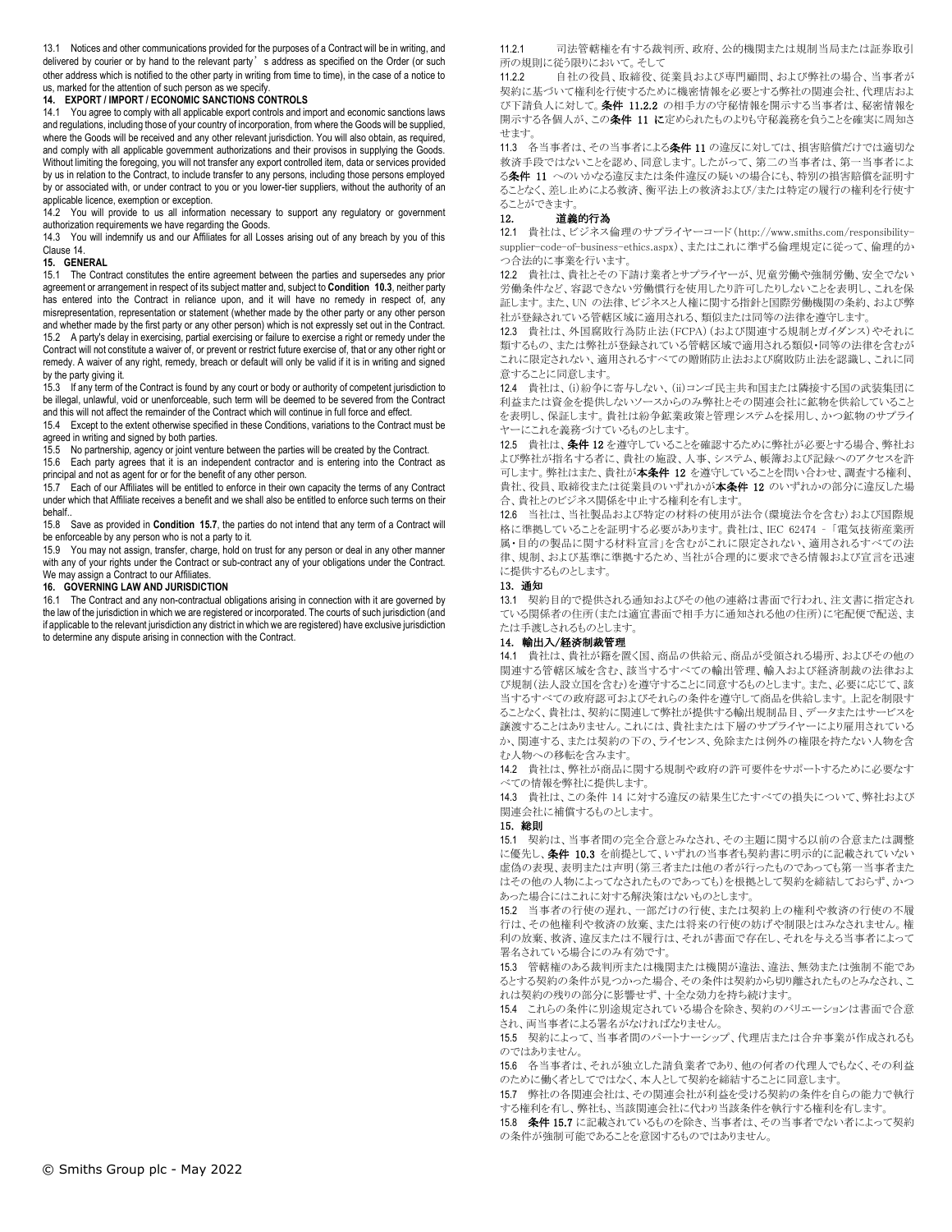13.1 Notices and other communications provided for the purposes of a Contract will be in writing, and delivered by courier or by hand to the relevant party's address as specified on the Order (or such other address which is notified to the other party in writing from time to time), in the case of a notice to us, marked for the attention of such person as we specify.

**14. EXPORT / IMPORT / ECONOMIC SANCTIONS CONTROLS**

14.1 You agree to comply with all applicable export controls and import and economic sanctions laws and regulations, including those of your country of incorporation, from where the Goods will be supplied, where the Goods will be received and any other relevant jurisdiction. You will also obtain, as required, and comply with all applicable government authorizations and their provisos in supplying the Goods. Without limiting the foregoing, you will not transfer any export controlled item, data or services provided by us in relation to the Contract, to include transfer to any persons, including those persons employed by or associated with, or under contract to you or you lower-tier suppliers, without the authority of an applicable licence, exemption or exception.

14.2 You will provide to us all information necessary to support any regulatory or government authorization requirements we have regarding the Goods.

14.3 You will indemnify us and our Affiliates for all Losses arising out of any breach by you of this Clause 14.

**15. GENERAL**

15.1 The Contract constitutes the entire agreement between the parties and supersedes any prior agreement or arrangement in respect of its subject matter and, subject to **Condition 10.3**, neither party has entered into the Contract in reliance upon, and it will have no remedy in respect of, any misrepresentation, representation or statement (whether made by the other party or any other person and whether made by the first party or any other person) which is not expressly set out in the Contract.

15.2 A party's delay in exercising, partial exercising or failure to exercise a right or remedy under the Contract will not constitute a waiver of, or prevent or restrict future exercise of, that or any other right or remedy. A waiver of any right, remedy, breach or default will only be valid if it is in writing and signed by the party giving it.

15.3 If any term of the Contract is found by any court or body or authority of competent jurisdiction to be illegal, unlawful, void or unenforceable, such term will be deemed to be severed from the Contract and this will not affect the remainder of the Contract which will continue in full force and effect.

15.4 Except to the extent otherwise specified in these Conditions, variations to the Contract must be agreed in writing and signed by both parties.

15.5 No partnership, agency or joint venture between the parties will be created by the Contract.

15.6 Each party agrees that it is an independent contractor and is entering into the Contract as principal and not as agent for or for the benefit of any other person.

15.7 Each of our Affiliates will be entitled to enforce in their own capacity the terms of any Contract under which that Affiliate receives a benefit and we shall also be entitled to enforce such terms on their behalf..

15.8 Save as provided in **Condition 15.7**, the parties do not intend that any term of a Contract will be enforceable by any person who is not a party to it.

15.9 You may not assign, transfer, charge, hold on trust for any person or deal in any other manner with any of your rights under the Contract or sub-contract any of your obligations under the Contract. We may assign a Contract to our Affiliates.

**16. GOVERNING LAW AND JURISDICTION**

16.1 The Contract and any non-contractual obligations arising in connection with it are governed by the law of the jurisdiction in which we are registered or incorporated. The courts of such jurisdiction (and if applicable to the relevant jurisdiction any district in which we are registered) have exclusive jurisdiction to determine any dispute arising in connection with the Contract.

11.2.1 司法管轄権を有する裁判所、政府、公的機関または規制当局または証券取引所の規則に従う限りにおいて。そして

11.2.2 自社の役員、取締役、従業員および専門顧問、および弊社の場合、当事者が契約に基づいて権利を行使するために機密情報を必要とする弊社の関連会社、代理店および下請負人に対して。**条件 11.2.2** の相手方の守秘情報を開示する当事者は、秘密情報を開示する各個人が、この**条件 11 に**定められたものよりも守秘義務を負うことを確実に周知させます。

11.3 各当事者は、その当事者による**条件** 11 の違反に対しては、損害賠償だけでは適切な救済手段ではないことを認め、同意します。したがって、第二の当事者は、第一当事者による**条件 11** へのいかなる違反または条件違反の疑いの場合にも、特別の損害賠償を証明することなく、差し止めによる救済、衡平法上の救済および/または特定の履行の権利を行使することができます。

**12. 道義的行為**

12.1 貴社は、ビジネス倫理のサプライヤーコード(http://www.smiths.com/responsibility-supplier-code-of-business-ethics.aspx)、またはこれに準ずる倫理規定に従って、倫理的かつ合法的に事業を行います。

12.2 貴社は、貴社とその下請け業者とサプライヤーが、児童労働や強制労働、安全でない労働条件など、容認できない労働慣行を使用したり許可したりしないことを表明し、これを保証します。また、UN の法律、ビジネスと人権に関する指針と国際労働機関の条約、および弊社が登録されている管轄区域に適用される、類似または同等の法律を遵守します。

12.3 貴社は、外国腐敗行為防止法(FCPA)(および関連する規制とガイダンス)やそれに類するもの、または弊社が登録されている管轄区域で適用される類似・同等の法律を含むがこれに限定されない、適用されるすべての贈賄防止法および腐敗防止法を認識し、これに同意することに同意します。

12.4 貴社は、(i)紛争に寄与しない、(ii)コンゴ民主共和国または隣接する国の武装集団に利益または資金を提供しないソースからのみ弊社とその関連会社に鉱物を供給していることを表明し、保証します。貴社は紛争鉱業政策と管理システムを採用し、かつ鉱物のサプライヤーにこれを義務づけているものとします。

12.5 貴社は、**条件** 12 を遵守していることを確認するために弊社が必要とする場合、弊社および弊社が指名する者に、貴社の施設、人事、システム、帳簿および記録へのアクセスを許可します。弊社はまた、貴社が**本条件 12** を遵守していることを問い合わせ、調査する権利、貴社、役員、取締役または従業員のいずれかが**本条件 12** のいずれかの部分に違反した場合、貴社とのビジネス関係を中止する権利を有します。

12.6 当社は、当社製品および特定の材料の使用が法令(環境法令を含む)および国際規格に準拠していることを証明する必要があります。貴社は、IEC 62474 -「電気技術産業所属・目的の製品に関する材料宣言」を含むがこれに限定されない、適用されるすべての法律、規制、および基準に準拠するため、当社が合理的に要求できる情報および宣言を迅速に提供するものとします。

**13. 通知**

13.1 契約目的で提供される通知およびその他の連絡は書面で行われ、注文書に指定されている関係者の住所(または適宜書面で相手方に通知される他の住所)に宅配便で配送、または手渡しされるものとします。

**14. 輸出入/経済制裁管理**

14.1 貴社は、貴社が籍を置く国、商品の供給元、商品が受領される場所、およびその他の関連する管轄区域を含む、該当するすべての輸出管理、輸入および経済制裁の法律および規制(法人設立国を含む)を遵守することに同意するものとします。また、必要に応じて、該当するすべての政府認可およびそれらの条件を遵守して商品を供給します。上記を制限することなく、貴社は、契約に関連して弊社が提供する輸出規制品目、データまたはサービスを譲渡することはありません。これには、貴社または下層のサプライヤーにより雇用されているか、関連する、または契約の下の、ライセンス、免除または例外の権限を持たない人物を含む人物への移転を含みます。

14.2 貴社は、弊社が商品に関する規制や政府の許可要件をサポートするために必要なすべての情報を弊社に提供します。

14.3 貴社は、この条件 14 に対する違反の結果生じたすべての損失について、弊社および関連会社に補償するものとします。

**15. 総則**

15.1 契約は、当事者間の完全合意とみなされ、その主題に関する以前の合意または調整に優先し、**条件 10.3** を前提として、いずれの当事者も契約書に明示的に記載されていない虚偽の表現、表明または声明(第三者または他の者が行ったものであっても第一当事者またはその他の人物によってなされたものであっても)を根拠として契約を締結しておらず、かつあった場合にはこれに対する解決策はないものとします。

15.2 当事者の行使の遅れ、一部だけの行使、または契約上の権利や救済の行使の不履行は、その他権利や救済の放棄、または将来の行使の妨げや制限とはみなされません。権利の放棄、救済、違反または不履行は、それが書面で存在し、それを与える当事者によって署名されている場合にのみ有効です。

15.3 管轄権のある裁判所または機関または機関が違法、違法、無効または強制不能であるとする契約の条件が見つかった場合、その条件は契約から切り離されたものとみなされ、これは契約の残りの部分に影響せず、十全な効力を持ち続けます。

15.4 これらの条件に別途規定されている場合を除き、契約のバリエーションは書面で合意され、両当事者による署名がなければなりません。

15.5 契約によって、当事者間のパートナーシップ、代理店または合弁事業が作成されるものではありません。

15.6 各当事者は、それが独立した請負業者であり、他の何者の代理人でもなく、その利益のために働く者としてではなく、本人として契約を締結することに同意します。

15.7 弊社の各関連会社は、その関連会社が利益を受ける契約の条件を自らの能力で執行する権利を有し、弊社も、当該関連会社に代わり当該条件を執行する権利を有します。

15.8 **条件 15.7** に記載されているものを除き、当事者は、その当事者でない者によって契約の条件が強制可能であることを意図するものではありません。

© Smiths Group plc - May 2022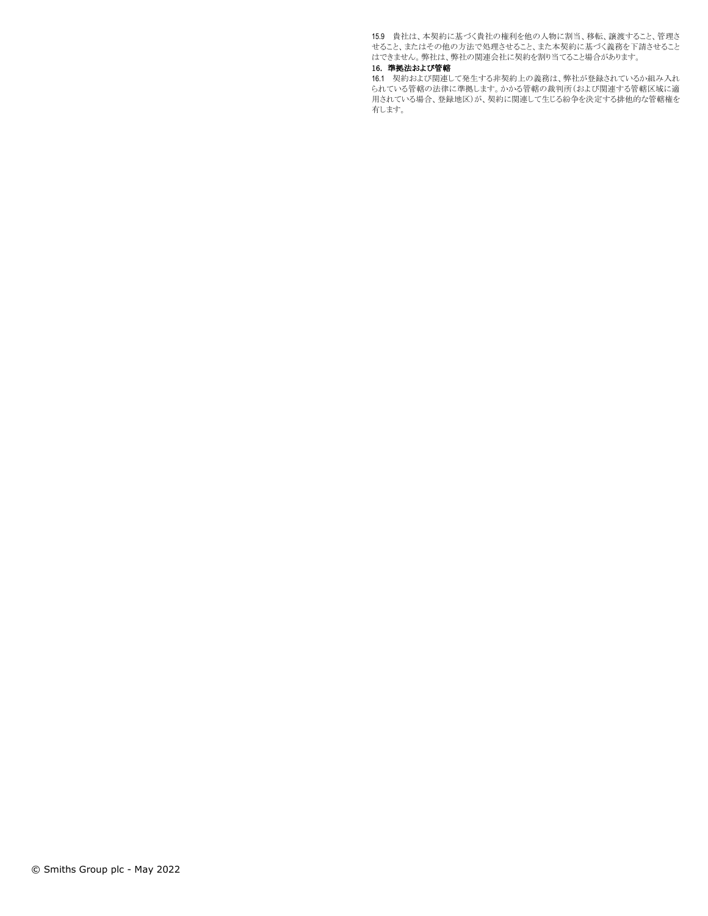15.9　貴社は、本契約に基づく貴社の権利を他の人物に割当、移転、譲渡すること、管理させること、またはその他の方法で処理させること、また本契約に基づく義務を下請させることはできません。弊社は、弊社の関連会社に契約を割り当てること場合があります。

**16.　準拠法および管轄**

16.1　契約および関連して発生する非契約上の義務は、弊社が登録されているか組み入れられている管轄の法律に準拠します。かかる管轄の裁判所（および関連する管轄区域に適用されている場合、登録地区）が、契約に関連して生じる紛争を決定する排他的な管轄権を有します。

© Smiths Group plc - May 2022